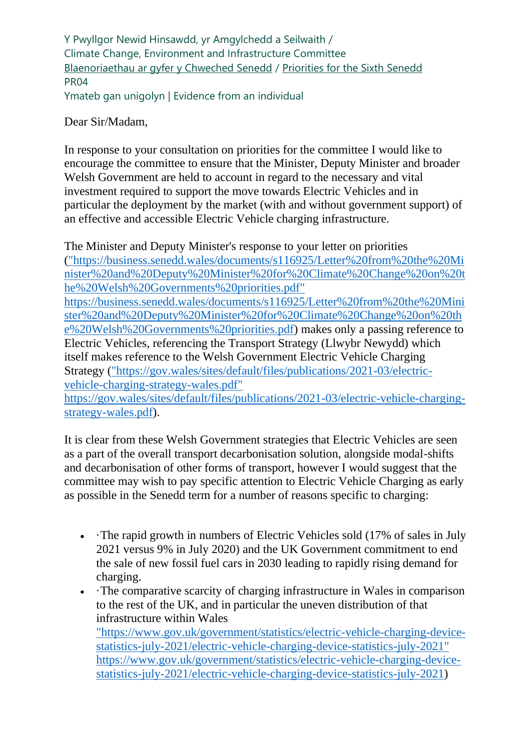Y Pwyllgor Newid Hinsawdd, yr Amgylchedd a Seilwaith /
Climate Change, Environment and Infrastructure Committee
Blaenoriaethau ar gyfer y Chweched Senedd / Priorities for the Sixth Senedd
PR04
Ymateb gan unigolyn | Evidence from an individual

Dear Sir/Madam,

In response to your consultation on priorities for the committee I would like to encourage the committee to ensure that the Minister, Deputy Minister and broader Welsh Government are held to account in regard to the necessary and vital investment required to support the move towards Electric Vehicles and in particular the deployment by the market (with and without government support) of an effective and accessible Electric Vehicle charging infrastructure.

The Minister and Deputy Minister's response to your letter on priorities ("https://business.senedd.wales/documents/s116925/Letter%20from%20the%20Minister%20and%20Deputy%20Minister%20for%20Climate%20Change%20on%20the%20Welsh%20Governments%20priorities.pdf" https://business.senedd.wales/documents/s116925/Letter%20from%20the%20Minister%20and%20Deputy%20Minister%20for%20Climate%20Change%20on%20the%20Welsh%20Governments%20priorities.pdf) makes only a passing reference to Electric Vehicles, referencing the Transport Strategy (Llwybr Newydd) which itself makes reference to the Welsh Government Electric Vehicle Charging Strategy ("https://gov.wales/sites/default/files/publications/2021-03/electric-vehicle-charging-strategy-wales.pdf" https://gov.wales/sites/default/files/publications/2021-03/electric-vehicle-charging-strategy-wales.pdf).

It is clear from these Welsh Government strategies that Electric Vehicles are seen as a part of the overall transport decarbonisation solution, alongside modal-shifts and decarbonisation of other forms of transport, however I would suggest that the committee may wish to pay specific attention to Electric Vehicle Charging as early as possible in the Senedd term for a number of reasons specific to charging:

- ·The rapid growth in numbers of Electric Vehicles sold (17% of sales in July 2021 versus 9% in July 2020) and the UK Government commitment to end the sale of new fossil fuel cars in 2030 leading to rapidly rising demand for charging.
- ·The comparative scarcity of charging infrastructure in Wales in comparison to the rest of the UK, and in particular the uneven distribution of that infrastructure within Wales "https://www.gov.uk/government/statistics/electric-vehicle-charging-device-statistics-july-2021/electric-vehicle-charging-device-statistics-july-2021" https://www.gov.uk/government/statistics/electric-vehicle-charging-device-statistics-july-2021/electric-vehicle-charging-device-statistics-july-2021)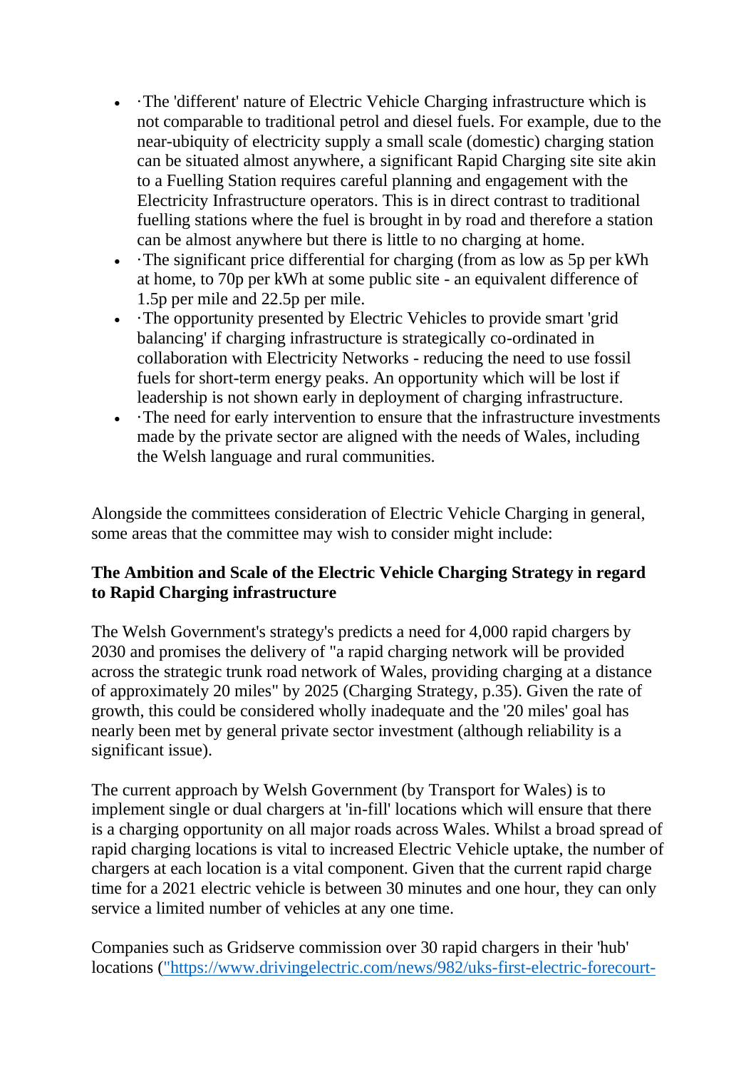- ·The 'different' nature of Electric Vehicle Charging infrastructure which is not comparable to traditional petrol and diesel fuels. For example, due to the near-ubiquity of electricity supply a small scale (domestic) charging station can be situated almost anywhere, a significant Rapid Charging site site akin to a Fuelling Station requires careful planning and engagement with the Electricity Infrastructure operators. This is in direct contrast to traditional fuelling stations where the fuel is brought in by road and therefore a station can be almost anywhere but there is little to no charging at home.
- ·The significant price differential for charging (from as low as 5p per kWh at home, to 70p per kWh at some public site - an equivalent difference of 1.5p per mile and 22.5p per mile.
- ·The opportunity presented by Electric Vehicles to provide smart 'grid balancing' if charging infrastructure is strategically co-ordinated in collaboration with Electricity Networks - reducing the need to use fossil fuels for short-term energy peaks. An opportunity which will be lost if leadership is not shown early in deployment of charging infrastructure.
- ·The need for early intervention to ensure that the infrastructure investments made by the private sector are aligned with the needs of Wales, including the Welsh language and rural communities.

Alongside the committees consideration of Electric Vehicle Charging in general, some areas that the committee may wish to consider might include:

**The Ambition and Scale of the Electric Vehicle Charging Strategy in regard to Rapid Charging infrastructure**

The Welsh Government's strategy's predicts a need for 4,000 rapid chargers by 2030 and promises the delivery of "a rapid charging network will be provided across the strategic trunk road network of Wales, providing charging at a distance of approximately 20 miles" by 2025 (Charging Strategy, p.35). Given the rate of growth, this could be considered wholly inadequate and the '20 miles' goal has nearly been met by general private sector investment (although reliability is a significant issue).

The current approach by Welsh Government (by Transport for Wales) is to implement single or dual chargers at 'in-fill' locations which will ensure that there is a charging opportunity on all major roads across Wales. Whilst a broad spread of rapid charging locations is vital to increased Electric Vehicle uptake, the number of chargers at each location is a vital component. Given that the current rapid charge time for a 2021 electric vehicle is between 30 minutes and one hour, they can only service a limited number of vehicles at any one time.

Companies such as Gridserve commission over 30 rapid chargers in their 'hub' locations ("https://www.drivingelectric.com/news/982/uks-first-electric-forecourt-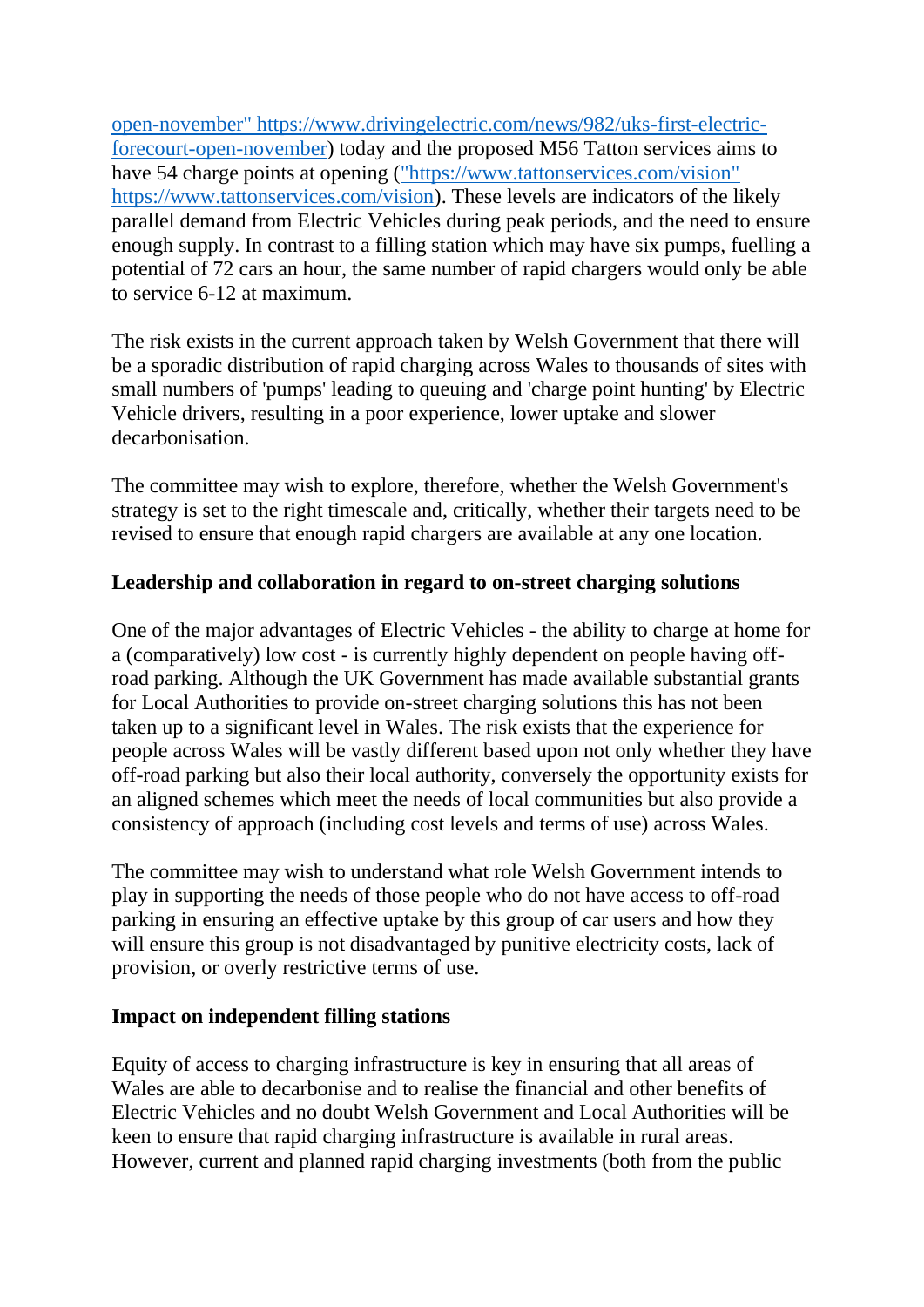open-november" https://www.drivingelectric.com/news/982/uks-first-electric-forecourt-open-november) today and the proposed M56 Tatton services aims to have 54 charge points at opening ("https://www.tattonservices.com/vision" https://www.tattonservices.com/vision). These levels are indicators of the likely parallel demand from Electric Vehicles during peak periods, and the need to ensure enough supply. In contrast to a filling station which may have six pumps, fuelling a potential of 72 cars an hour, the same number of rapid chargers would only be able to service 6-12 at maximum.

The risk exists in the current approach taken by Welsh Government that there will be a sporadic distribution of rapid charging across Wales to thousands of sites with small numbers of 'pumps' leading to queuing and 'charge point hunting' by Electric Vehicle drivers, resulting in a poor experience, lower uptake and slower decarbonisation.

The committee may wish to explore, therefore, whether the Welsh Government's strategy is set to the right timescale and, critically, whether their targets need to be revised to ensure that enough rapid chargers are available at any one location.

**Leadership and collaboration in regard to on-street charging solutions**

One of the major advantages of Electric Vehicles - the ability to charge at home for a (comparatively) low cost - is currently highly dependent on people having off-road parking. Although the UK Government has made available substantial grants for Local Authorities to provide on-street charging solutions this has not been taken up to a significant level in Wales. The risk exists that the experience for people across Wales will be vastly different based upon not only whether they have off-road parking but also their local authority, conversely the opportunity exists for an aligned schemes which meet the needs of local communities but also provide a consistency of approach (including cost levels and terms of use) across Wales.

The committee may wish to understand what role Welsh Government intends to play in supporting the needs of those people who do not have access to off-road parking in ensuring an effective uptake by this group of car users and how they will ensure this group is not disadvantaged by punitive electricity costs, lack of provision, or overly restrictive terms of use.

**Impact on independent filling stations**

Equity of access to charging infrastructure is key in ensuring that all areas of Wales are able to decarbonise and to realise the financial and other benefits of Electric Vehicles and no doubt Welsh Government and Local Authorities will be keen to ensure that rapid charging infrastructure is available in rural areas. However, current and planned rapid charging investments (both from the public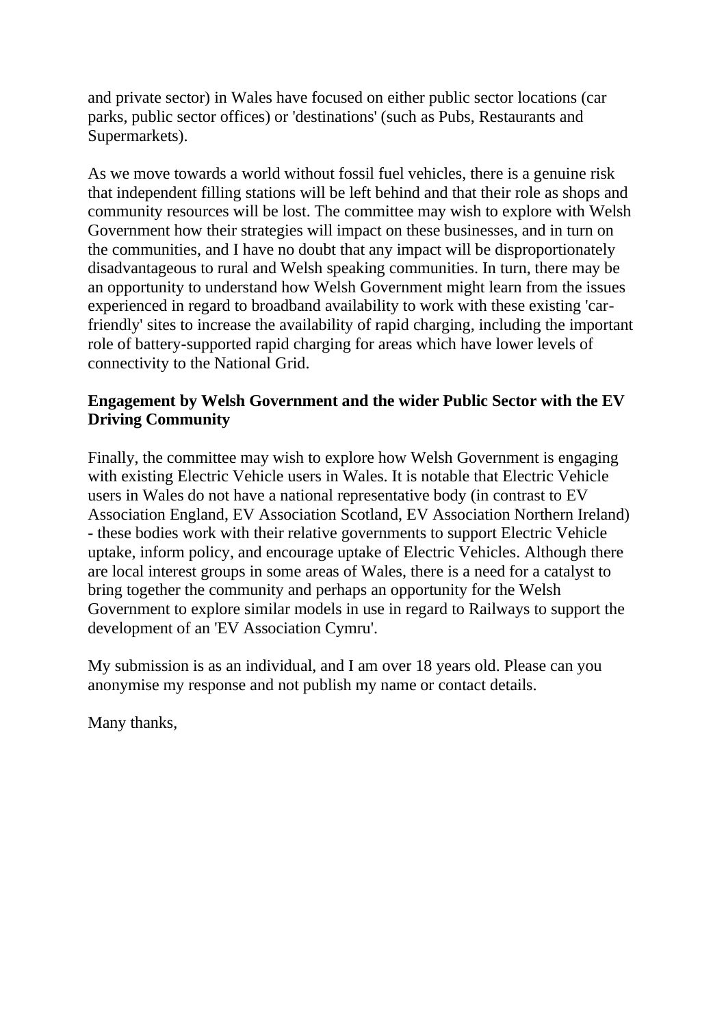and private sector) in Wales have focused on either public sector locations (car parks, public sector offices) or 'destinations' (such as Pubs, Restaurants and Supermarkets).

As we move towards a world without fossil fuel vehicles, there is a genuine risk that independent filling stations will be left behind and that their role as shops and community resources will be lost. The committee may wish to explore with Welsh Government how their strategies will impact on these businesses, and in turn on the communities, and I have no doubt that any impact will be disproportionately disadvantageous to rural and Welsh speaking communities. In turn, there may be an opportunity to understand how Welsh Government might learn from the issues experienced in regard to broadband availability to work with these existing 'car-friendly' sites to increase the availability of rapid charging, including the important role of battery-supported rapid charging for areas which have lower levels of connectivity to the National Grid.

**Engagement by Welsh Government and the wider Public Sector with the EV Driving Community**

Finally, the committee may wish to explore how Welsh Government is engaging with existing Electric Vehicle users in Wales. It is notable that Electric Vehicle users in Wales do not have a national representative body (in contrast to EV Association England, EV Association Scotland, EV Association Northern Ireland) - these bodies work with their relative governments to support Electric Vehicle uptake, inform policy, and encourage uptake of Electric Vehicles. Although there are local interest groups in some areas of Wales, there is a need for a catalyst to bring together the community and perhaps an opportunity for the Welsh Government to explore similar models in use in regard to Railways to support the development of an 'EV Association Cymru'.

My submission is as an individual, and I am over 18 years old. Please can you anonymise my response and not publish my name or contact details.

Many thanks,